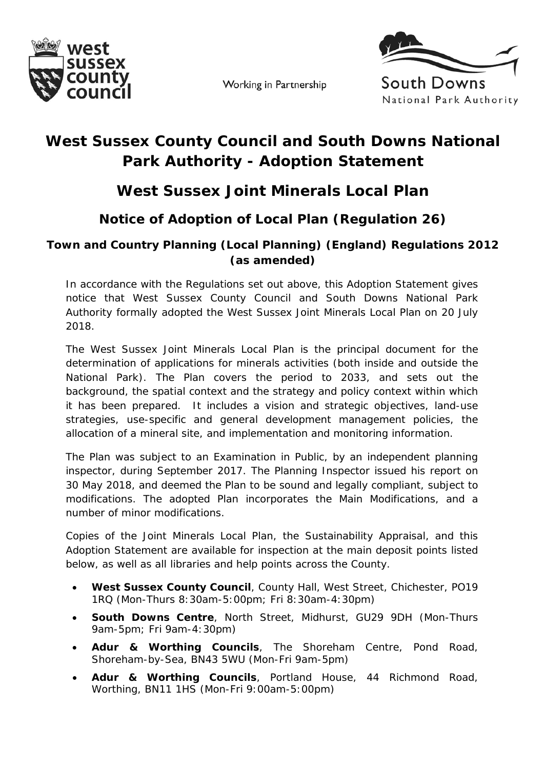Working in Partnership

# West Sussex County Council and South Downs National Park Authority - Adoption Statement

## West Sussex Joint Minerals Local Plan

### Notice of Adoption of Local Plan (Regulation 26)

#### Town and Country Planning (Local Planning) (England) Regulations 2012 (as amended)

In accordance with the Regulations set out above, this Adoption Statement gives notice that West Sussex County Council and South Downs National Park Authority formally adopted the West Sussex Joint Minerals Local Plan on 20 July 2018.

The West Sussex Joint Minerals Local Plan is the principal document for the determination of applications for minerals activities (both inside and outside the National Park). The Plan covers the period to 2033, and sets out the background, the spatial context and the strategy and policy context within which it has been prepared. It includes a vision and strategic objectives, land-use strategies, use-specific and general development management policies, the allocation of a mineral site, and implementation and monitoring information.

The Plan was subject to an Examination in Public, by an independent planning inspector, during September 2017. The Planning Inspector issued his report on 30 May 2018, and deemed the Plan to be sound and legally compliant, subject to modifications. The adopted Plan incorporates the Main Modifications, and a number of minor modifications.

Copies of the Joint Minerals Local Plan, the Sustainability Appraisal, and this Adoption Statement are available for inspection at the main deposit points listed below, as well as all libraries and help points across the County.

- **West Sussex County Council**, County Hall, West Street, Chichester, PO19 1RQ (Mon-Thurs 8:30am-5:00pm; Fri 8:30am-4:30pm)
- **South Downs Centre**, North Street, Midhurst, GU29 9DH (Mon-Thurs 9am-5pm; Fri 9am-4:30pm)
- **Adur & Worthing Councils**, The Shoreham Centre, Pond Road, Shoreham-by-Sea, BN43 5WU (Mon-Fri 9am-5pm)
- **Adur & Worthing Councils**, Portland House, 44 Richmond Road, Worthing, BN11 1HS (Mon-Fri 9:00am-5:00pm)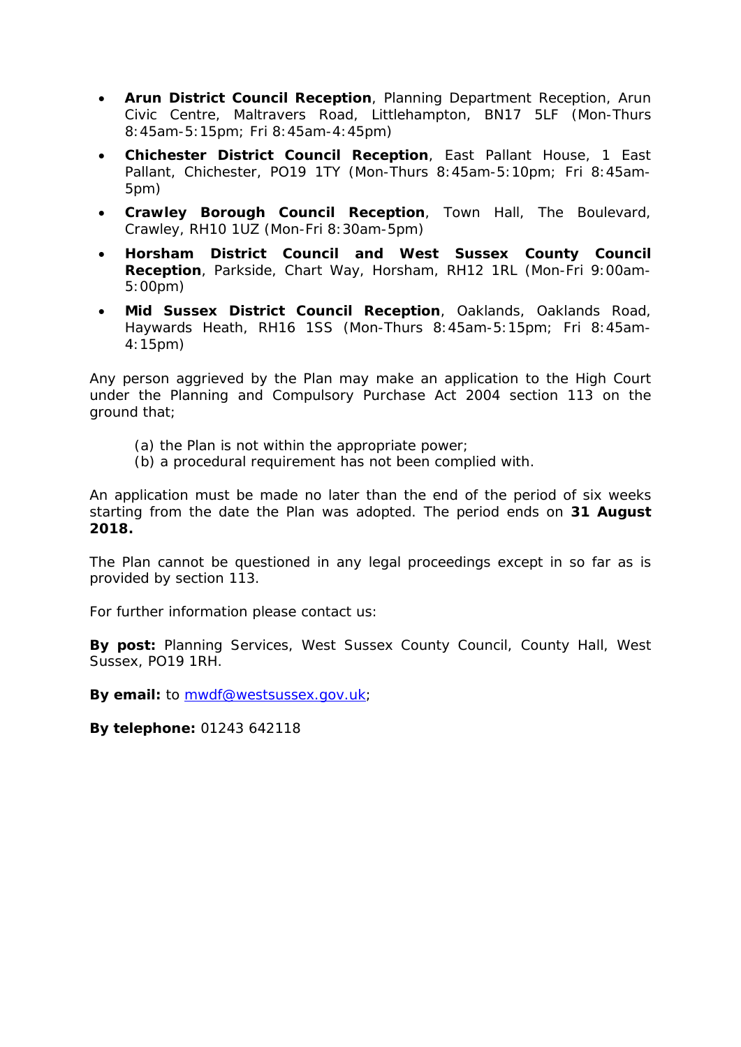- **Arun District Council Reception**, Planning Department Reception, Arun Civic Centre, Maltravers Road, Littlehampton, BN17 5LF (Mon-Thurs 8:45am-5:15pm; Fri 8:45am-4:45pm)
- **Chichester District Council Reception**, East Pallant House, 1 East Pallant, Chichester, PO19 1TY (Mon-Thurs 8:45am-5:10pm; Fri 8:45am-5pm)
- **Crawley Borough Council Reception**, Town Hall, The Boulevard, Crawley, RH10 1UZ (Mon-Fri 8:30am-5pm)
- **Horsham District Council and West Sussex County Council Reception**, Parkside, Chart Way, Horsham, RH12 1RL (Mon-Fri 9:00am-5:00pm)
- **Mid Sussex District Council Reception**, Oaklands, Oaklands Road, Haywards Heath, RH16 1SS (Mon-Thurs 8:45am-5:15pm; Fri 8:45am-4:15pm)

Any person aggrieved by the Plan may make an application to the High Court under the Planning and Compulsory Purchase Act 2004 section 113 on the ground that;

(a) the Plan is not within the appropriate power;
(b) a procedural requirement has not been complied with.

An application must be made no later than the end of the period of six weeks starting from the date the Plan was adopted. The period ends on **31 August 2018.**

The Plan cannot be questioned in any legal proceedings except in so far as is provided by section 113.

For further information please contact us:

**By post:** Planning Services, West Sussex County Council, County Hall, West Sussex, PO19 1RH.

**By email:** to mwdf@westsussex.gov.uk;

**By telephone:** 01243 642118